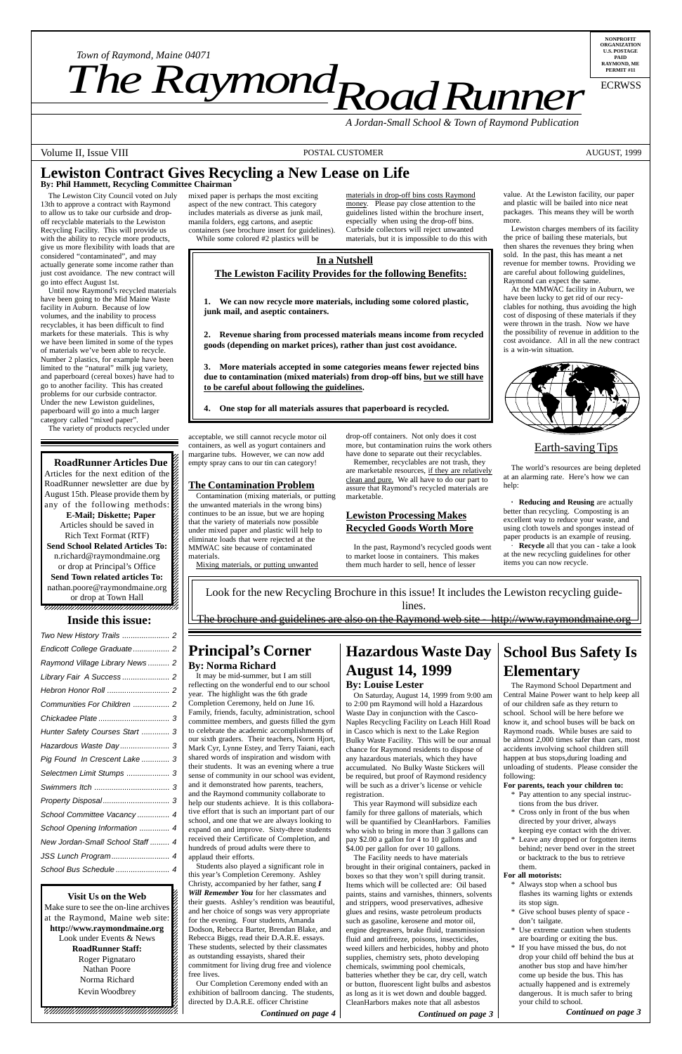Town of Raymond, Maine 04071

# The Raymond Road Runner

*A Jordan-Small School & Town of Raymond Publication*

NONPROFIT ORGANIZATION U.S. POSTAGE PAID RAYMOND, ME PERMIT #11

ECRWSS

Volume II, Issue VIII — POSTAL CUSTOMER — AUGUST, 1999

## Lewiston Contract Gives Recycling a New Lease on Life

**By: Phil Hammett, Recycling Committee Chairman**

The Lewiston City Council voted on July 13th to approve a contract with Raymond to allow us to take our curbside and drop-off recyclable materials to the Lewiston Recycling Facility. This will provide us with the ability to recycle more products, give us more flexibility with loads that are considered "contaminated", and may actually generate some income rather than just cost avoidance. The new contract will go into effect August 1st.

Until now Raymond's recycled materials have been going to the Mid Maine Waste facility in Auburn. Because of low volumes, and the inability to process recyclables, it has been difficult to find markets for these materials. This is why we have been limited in some of the types of materials we've been able to recycle. Number 2 plastics, for example have been limited to the "natural" milk jug variety, and paperboard (cereal boxes) have had to go to another facility. This has created problems for our curbside contractor. Under the new Lewiston guidelines, paperboard will go into a much larger category called "mixed paper".

The variety of products recycled under mixed paper is perhaps the most exciting aspect of the new contract. This category includes materials as diverse as junk mail, manila folders, egg cartons, and aseptic containers (see brochure insert for guidelines).

While some colored #2 plastics will be acceptable, we still cannot recycle motor oil containers, as well as yogurt containers and margarine tubs. However, we can now add empty spray cans to our tin can category!

### In a Nutshell

**The Lewiston Facility Provides for the following Benefits:**

1. **We can now recycle more materials, including some colored plastic, junk mail, and aseptic containers.**
2. **Revenue sharing from processed materials means income from recycled goods (depending on market prices), rather than just cost avoidance.**
3. **More materials accepted in some categories means fewer rejected bins due to contamination (mixed materials) from drop-off bins, but we still have to be careful about following the guidelines.**
4. **One stop for all materials assures that paperboard is recycled.**

### The Contamination Problem

Contamination (mixing materials, or putting the unwanted materials in the wrong bins) continues to be an issue, but we are hoping that the variety of materials now possible under mixed paper and plastic will help to eliminate loads that were rejected at the MMWAC site because of contaminated materials.

Mixing materials, or putting unwanted materials in drop-off bins costs Raymond money. Please pay close attention to the guidelines listed within the brochure insert, especially when using the drop-off bins. Curbside collectors will reject unwanted materials, but it is impossible to do this with drop-off containers. Not only does it cost more, but contamination ruins the work others have done to separate out their recyclables.

Remember, recyclables are not trash, they are marketable resources, if they are relatively clean and pure. We all have to do our part to assure that Raymond's recycled materials are marketable.

### Lewiston Processing Makes Recycled Goods Worth More

In the past, Raymond's recycled goods went to market loose in containers. This makes them much harder to sell, hence of lesser value. At the Lewiston facility, our paper and plastic will be bailed into nice neat packages. This means they will be worth more.

Lewiston charges members of its facility the price of bailing these materials, but then shares the revenues they bring when sold. In the past, this has meant a net revenue for member towns. Providing we are careful about following guidelines, Raymond can expect the same.

At the MMWAC facility in Auburn, we have been lucky to get rid of our recyclables for nothing, thus avoiding the high cost of disposing of these materials if they were thrown in the trash. Now we have the possibility of revenue in addition to the cost avoidance. All in all the new contract is a win-win situation.

### Earth-saving Tips

The world's resources are being depleted at an alarming rate. Here's how we can help:

- **Reducing and Reusing** are actually better than recycling. Composting is an excellent way to reduce your waste, and using cloth towels and sponges instead of paper products is an example of reusing.
- **Recycle** all that you can - take a look at the new recycling guidelines for other items you can now recycle.

Look for the new Recycling Brochure in this issue! It includes the Lewiston recycling guidelines.

The brochure and guidelines are also on the Raymond web site - http://www.raymondmaine.org

### RoadRunner Articles Due

Articles for the next edition of the RoadRunner newsletter are due by August 15th. Please provide them by any of the following methods:

**E-Mail; Diskette; Paper**

Articles should be saved in Rich Text Format (RTF)

**Send School Related Articles To:**
n.richard@raymondmaine.org
or drop at Principal's Office

**Send Town related articles To:**
nathan.poore@raymondmaine.org
or drop at Town Hall

### Inside this issue:

| | |
|---|---|
| Two New History Trails | 2 |
| Endicott College Graduate | 2 |
| Raymond Village Library News | 2 |
| Library Fair A Success | 2 |
| Hebron Honor Roll | 2 |
| Communities For Children | 2 |
| Chickadee Plate | 3 |
| Hunter Safety Courses Start | 3 |
| Hazardous Waste Day | 3 |
| Pig Found In Crescent Lake | 3 |
| Selectmen Limit Stumps | 3 |
| Swimmers Itch | 3 |
| Property Disposal | 3 |
| School Committee Vacancy | 4 |
| School Opening Information | 4 |
| New Jordan-Small School Staff | 4 |
| JSS Lunch Program | 4 |
| School Bus Schedule | 4 |

### Visit Us on the Web

Make sure to see the on-line archives at the Raymond, Maine web site:
**http://www.raymondmaine.org**
Look under Events & News

**RoadRunner Staff:**
Roger Pignataro
Nathan Poore
Norma Richard
Kevin Woodbrey

## Principal's Corner

**By: Norma Richard**

It may be mid-summer, but I am still reflecting on the wonderful end to our school year. The highlight was the 6th grade Completion Ceremony, held on June 16. Family, friends, faculty, administration, school committee members, and guests filled the gym to celebrate the academic accomplishments of our sixth graders. Their teachers, Norm Hjort, Mark Cyr, Lynne Estey, and Terry Taiani, each shared words of inspiration and wisdom with their students. It was an evening where a true sense of community in our school was evident, and it demonstrated how parents, teachers, and the Raymond community collaborate to help our students achieve. It is this collaborative effort that is such an important part of our school, and one that we are always looking to expand on and improve. Sixty-three students received their Certificate of Completion, and hundreds of proud adults were there to applaud their efforts.

Students also played a significant role in this year's Completion Ceremony. Ashley Christy, accompanied by her father, sang ***I Will Remember You*** for her classmates and their guests. Ashley's rendition was beautiful, and her choice of songs was very appropriate for the evening. Four students, Amanda Dodson, Rebecca Barter, Brendan Blake, and Rebecca Biggs, read their D.A.R.E. essays. These students, selected by their classmates as outstanding essayists, shared their commitment for living drug free and violence free lives.

Our Completion Ceremony ended with an exhibition of ballroom dancing. The students, directed by D.A.R.E. officer Christine

***Continued on page 4***

## Hazardous Waste Day August 14, 1999

**By: Louise Lester**

On Saturday, August 14, 1999 from 9:00 am to 2:00 pm Raymond will hold a Hazardous Waste Day in conjunction with the Casco-Naples Recycling Facility on Leach Hill Road in Casco which is next to the Lake Region Bulky Waste Facility. This will be our annual chance for Raymond residents to dispose of any hazardous materials, which they have accumulated. No Bulky Waste Stickers will be required, but proof of Raymond residency will be such as a driver's license or vehicle registration.

This year Raymond will subsidize each family for three gallons of materials, which will be quantified by CleanHarbors. Families who wish to bring in more than 3 gallons can pay $2.00 a gallon for 4 to 10 gallons and $4.00 per gallon for over 10 gallons.

The Facility needs to have materials brought in their original containers, packed in boxes so that they won't spill during transit. Items which will be collected are: Oil based paints, stains and varnishes, thinners, solvents and strippers, wood preservatives, adhesive glues and resins, waste petroleum products such as gasoline, kerosene and motor oil, engine degreasers, brake fluid, transmission fluid and antifreeze, poisons, insecticides, weed killers and herbicides, hobby and photo supplies, chemistry sets, photo developing chemicals, swimming pool chemicals, batteries whether they be car, dry cell, watch or button, fluorescent light bulbs and asbestos as long as it is wet down and double bagged. CleanHarbors makes note that all asbestos

***Continued on page 3***

## School Bus Safety Is Elementary

The Raymond School Department and Central Maine Power want to help keep all of our children safe as they return to school. School will be here before we know it, and school buses will be back on Raymond roads. While buses are said to be almost 2,000 times safer than cars, most accidents involving school children still happen at bus stops,during loading and unloading of students. Please consider the following:

**For parents, teach your children to:**

* Pay attention to any special instructions from the bus driver.
* Cross only in front of the bus when directed by your driver, always keeping eye contact with the driver.
* Leave any dropped or forgotten items behind; never bend over in the street or backtrack to the bus to retrieve them.

**For all motorists:**

* Always stop when a school bus flashes its warning lights or extends its stop sign.
* Give school buses plenty of space - don't tailgate.
* Use extreme caution when students are boarding or exiting the bus.
* If you have missed the bus, do not drop your child off behind the bus at another bus stop and have him/her come up beside the bus. This has actually happened and is extremely dangerous. It is much safer to bring your child to school.

***Continued on page 3***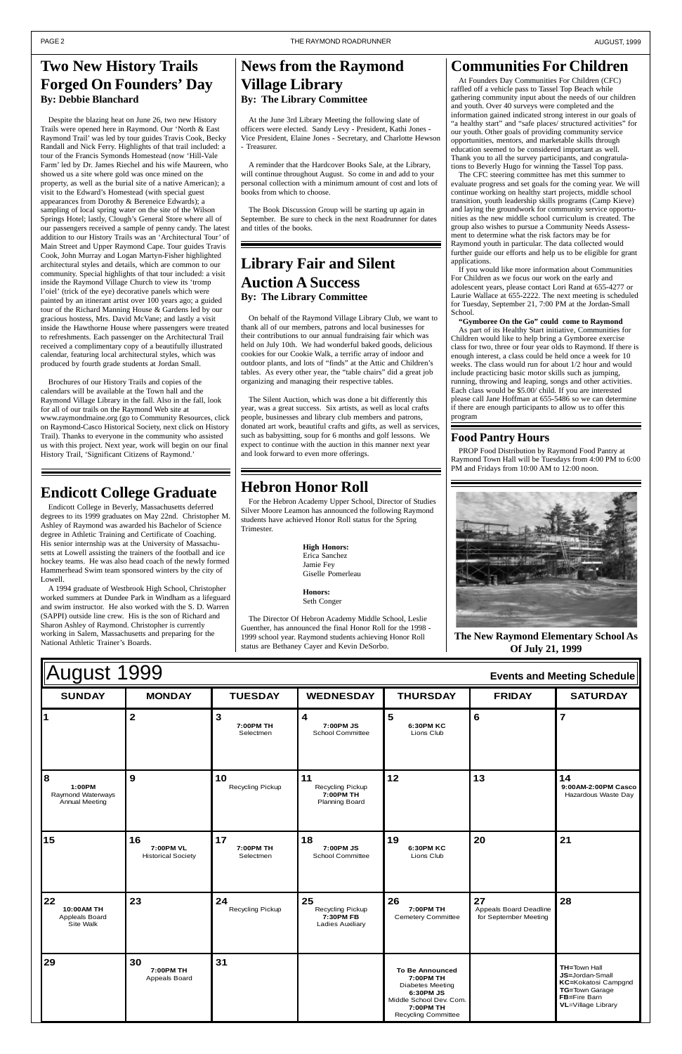## Two New History Trails Forged On Founders' Day

**By: Debbie Blanchard**

Despite the blazing heat on June 26, two new History Trails were opened here in Raymond. Our 'North & East Raymond Trail' was led by tour guides Travis Cook, Becky Randall and Nick Ferry. Highlights of that trail included: a tour of the Francis Symonds Homestead (now 'Hill-Vale Farm' led by Dr. James Riechel and his wife Maureen, who showed us a site where gold was once mined on the property, as well as the burial site of a native American); a visit to the Edward's Homestead (with special guest appearances from Dorothy & Bereneice Edwards); a sampling of local spring water on the site of the Wilson Springs Hotel; lastly, Clough's General Store where all of our passengers received a sample of penny candy. The latest addition to our History Trails was an 'Architectural Tour' of Main Street and Upper Raymond Cape. Tour guides Travis Cook, John Murray and Logan Martyn-Fisher highlighted architectural styles and details, which are common to our community. Special highlights of that tour included: a visit inside the Raymond Village Church to view its 'tromp l'oiel' (trick of the eye) decorative panels which were painted by an itinerant artist over 100 years ago; a guided tour of the Richard Manning House & Gardens led by our gracious hostess, Mrs. David McVane; and lastly a visit inside the Hawthorne House where passengers were treated to refreshments. Each passenger on the Architectural Trail received a complimentary copy of a beautifully illustrated calendar, featuring local architectural styles, which was produced by fourth grade students at Jordan Small.

Brochures of our History Trails and copies of the calendars will be available at the Town hall and the Raymond Village Library in the fall. Also in the fall, look for all of our trails on the Raymond Web site at www.raymondmaine.org (go to Community Resources, click on Raymond-Casco Historical Society, next click on History Trail). Thanks to everyone in the community who assisted us with this project. Next year, work will begin on our final History Trail, 'Significant Citizens of Raymond.'

## Endicott College Graduate

Endicott College in Beverly, Massachusetts deferred degrees to its 1999 graduates on May 22nd. Christopher M. Ashley of Raymond was awarded his Bachelor of Science degree in Athletic Training and Certificate of Coaching. His senior internship was at the University of Massachusetts at Lowell assisting the trainers of the football and ice hockey teams. He was also head coach of the newly formed Hammerhead Swim team sponsored winters by the city of Lowell.

A 1994 graduate of Westbrook High School, Christopher worked summers at Dundee Park in Windham as a lifeguard and swim instructor. He also worked with the S. D. Warren (SAPPI) outside line crew. His is the son of Richard and Sharon Ashley of Raymond. Christopher is currently working in Salem, Massachusetts and preparing for the National Athletic Trainer's Boards.

## News from the Raymond Village Library

**By: The Library Committee**

At the June 3rd Library Meeting the following slate of officers were elected. Sandy Levy - President, Kathi Jones - Vice President, Elaine Jones - Secretary, and Charlotte Hewson - Treasurer.

A reminder that the Hardcover Books Sale, at the Library, will continue throughout August. So come in and add to your personal collection with a minimum amount of cost and lots of books from which to choose.

The Book Discussion Group will be starting up again in September. Be sure to check in the next Roadrunner for dates and titles of the books.

## Library Fair and Silent Auction A Success

**By: The Library Committee**

On behalf of the Raymond Village Library Club, we want to thank all of our members, patrons and local businesses for their contributions to our annual fundraising fair which was held on July 10th. We had wonderful baked goods, delicious cookies for our Cookie Walk, a terrific array of indoor and outdoor plants, and lots of "finds" at the Attic and Children's tables. As every other year, the "table chairs" did a great job organizing and managing their respective tables.

The Silent Auction, which was done a bit differently this year, was a great success. Six artists, as well as local crafts people, businesses and library club members and patrons, donated art work, beautiful crafts and gifts, as well as services, such as babysitting, soup for 6 months and golf lessons. We expect to continue with the auction in this manner next year and look forward to even more offerings.

## Hebron Honor Roll

For the Hebron Academy Upper School, Director of Studies Silver Moore Leamon has announced the following Raymond students have achieved Honor Roll status for the Spring Trimester.

**High Honors:**
Erica Sanchez
Jamie Fey
Giselle Pomerleau

**Honors:**
Seth Conger

The Director Of Hebron Academy Middle School, Leslie Guenther, has announced the final Honor Roll for the 1998 - 1999 school year. Raymond students achieving Honor Roll status are Bethaney Cayer and Kevin DeSorbo.

## Communities For Children

At Founders Day Communities For Children (CFC) raffled off a vehicle pass to Tassel Top Beach while gathering community input about the needs of our children and youth. Over 40 surveys were completed and the information gained indicated strong interest in our goals of "a healthy start" and "safe places/ structured activities" for our youth. Other goals of providing community service opportunities, mentors, and marketable skills through education seemed to be considered important as well. Thank you to all the survey participants, and congratulations to Beverly Hugo for winning the Tassel Top pass.

The CFC steering committee has met this summer to evaluate progress and set goals for the coming year. We will continue working on healthy start projects, middle school transition, youth leadership skills programs (Camp Kieve) and laying the groundwork for community service opportunities as the new middle school curriculum is created. The group also wishes to pursue a Community Needs Assessment to determine what the risk factors may be for Raymond youth in particular. The data collected would further guide our efforts and help us to be eligible for grant applications.

If you would like more information about Communities For Children as we focus our work on the early and adolescent years, please contact Lori Rand at 655-4277 or Laurie Wallace at 655-2222. The next meeting is scheduled for Tuesday, September 21, 7:00 PM at the Jordan-Small School.

**"Gymboree On the Go" could come to Raymond**

As part of its Healthy Start initiative, Communities for Children would like to help bring a Gymboree exercise class for two, three or four year olds to Raymond. If there is enough interest, a class could be held once a week for 10 weeks. The class would run for about 1/2 hour and would include practicing basic motor skills such as jumping, running, throwing and leaping, songs and other activities. Each class would be $5.00/ child. If you are interested please call Jane Hoffman at 655-5486 so we can determine if there are enough participants to allow us to offer this program

### Food Pantry Hours

PROP Food Distribution by Raymond Food Pantry at Raymond Town Hall will be Tuesdays from 4:00 PM to 6:00 PM and Fridays from 10:00 AM to 12:00 noon.

**The New Raymond Elementary School As Of July 21, 1999**

## August 1999 — Events and Meeting Schedule

| SUNDAY | MONDAY | TUESDAY | WEDNESDAY | THURSDAY | FRIDAY | SATURDAY |
|---|---|---|---|---|---|---|
| 1 | 2 | 3 **7:00PM TH** Selectmen | 4 **7:00PM JS** School Committee | 5 **6:30PM KC** Lions Club | 6 | 7 |
| 8 **1:00PM** Raymond Waterways Annual Meeting | 9 | 10 Recycling Pickup | 11 Recycling Pickup **7:00PM TH** Planning Board | 12 | 13 | 14 **9:00AM-2:00PM Casco** Hazardous Waste Day |
| 15 | 16 **7:00PM VL** Historical Society | 17 **7:00PM TH** Selectmen | 18 **7:00PM JS** School Committee | 19 **6:30PM KC** Lions Club | 20 | 21 |
| 22 **10:00AM TH** Appleals Board Site Walk | 23 | 24 Recycling Pickup | 25 Recycling Pickup **7:30PM FB** Ladies Auxiliary | 26 **7:00PM TH** Cemetery Committee | 27 Appeals Board Deadline for September Meeting | 28 |
| 29 | 30 **7:00PM TH** Appeals Board | 31 | | **To Be Announced** **7:00PM TH** Diabetes Meeting **6:30PM JS** Middle School Dev. Com. **7:00PM TH** Recycling Committee | | **TH**=Town Hall **JS**=Jordan-Small **KC**=Kokatosi Campgnd **TG**=Town Garage **FB**=Fire Barn **VL**=Village Library |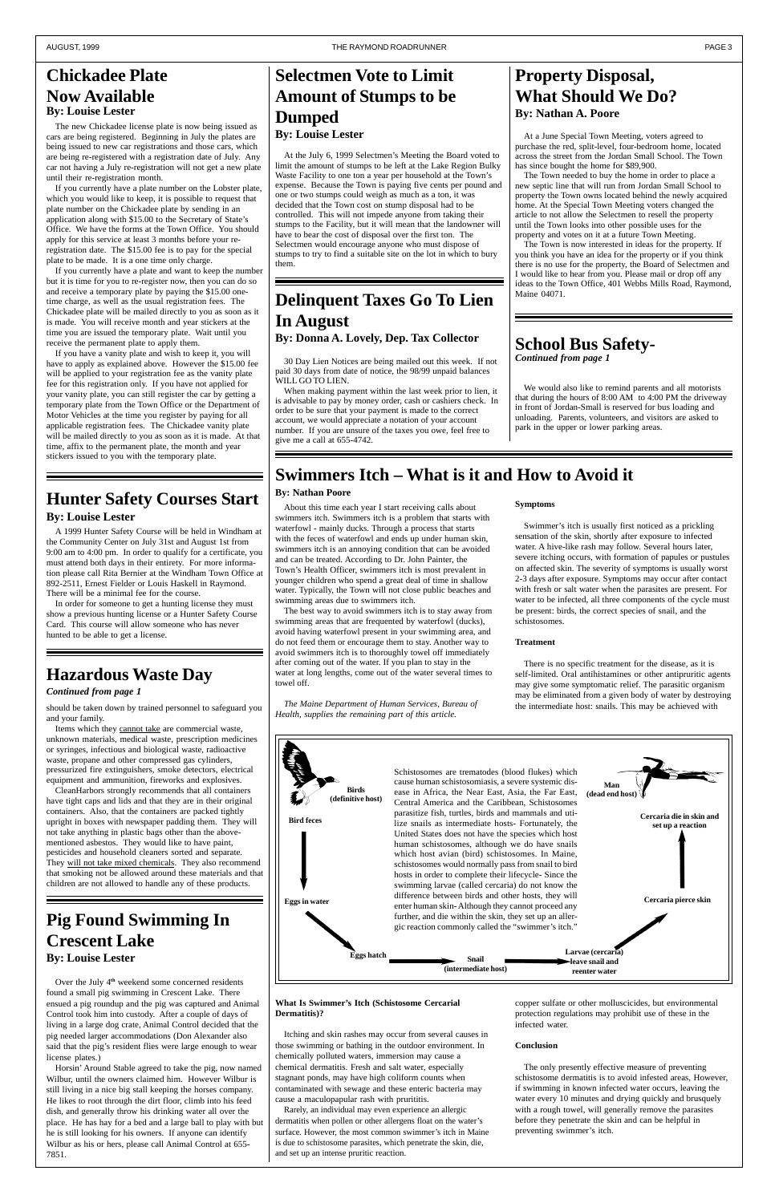# Chickadee Plate Now Available

**By: Louise Lester**

The new Chickadee license plate is now being issued as cars are being registered. Beginning in July the plates are being issued to new car registrations and those cars, which are being re-registered with a registration date of July. Any car not having a July re-registration will not get a new plate until their re-registration month.

If you currently have a plate number on the Lobster plate, which you would like to keep, it is possible to request that plate number on the Chickadee plate by sending in an application along with $15.00 to the Secretary of State's Office. We have the forms at the Town Office. You should apply for this service at least 3 months before your re-registration date. The $15.00 fee is to pay for the special plate to be made. It is a one time only charge.

If you currently have a plate and want to keep the number but it is time for you to re-register now, then you can do so and receive a temporary plate by paying the $15.00 one-time charge, as well as the usual registration fees. The Chickadee plate will be mailed directly to you as soon as it is made. You will receive month and year stickers at the time you are issued the temporary plate. Wait until you receive the permanent plate to apply them.

If you have a vanity plate and wish to keep it, you will have to apply as explained above. However the $15.00 fee will be applied to your registration fee as the vanity plate fee for this registration only. If you have not applied for your vanity plate, you can still register the car by getting a temporary plate from the Town Office or the Department of Motor Vehicles at the time you register by paying for all applicable registration fees. The Chickadee vanity plate will be mailed directly to you as soon as it is made. At that time, affix to the permanent plate, the month and year stickers issued to you with the temporary plate.

# Hunter Safety Courses Start

**By: Louise Lester**

A 1999 Hunter Safety Course will be held in Windham at the Community Center on July 31st and August 1st from 9:00 am to 4:00 pm. In order to qualify for a certificate, you must attend both days in their entirety. For more information please call Rita Bernier at the Windham Town Office at 892-2511, Ernest Fielder or Louis Haskell in Raymond. There will be a minimal fee for the course.

In order for someone to get a hunting license they must show a previous hunting license or a Hunter Safety Course Card. This course will allow someone who has never hunted to be able to get a license.

# Hazardous Waste Day

*Continued from page 1*

should be taken down by trained personnel to safeguard you and your family.

Items which they cannot take are commercial waste, unknown materials, medical waste, prescription medicines or syringes, infectious and biological waste, radioactive waste, propane and other compressed gas cylinders, pressurized fire extinguishers, smoke detectors, electrical equipment and ammunition, fireworks and explosives.

CleanHarbors strongly recommends that all containers have tight caps and lids and that they are in their original containers. Also, that the containers are packed tightly upright in boxes with newspaper padding them. They will not take anything in plastic bags other than the above-mentioned asbestos. They would like to have paint, pesticides and household cleaners sorted and separate. They will not take mixed chemicals. They also recommend that smoking not be allowed around these materials and that children are not allowed to handle any of these products.

# Pig Found Swimming In Crescent Lake

**By: Louise Lester**

Over the July 4th weekend some concerned residents found a small pig swimming in Crescent Lake. There ensued a pig roundup and the pig was captured and Animal Control took him into custody. After a couple of days of living in a large dog crate, Animal Control decided that the pig needed larger accommodations (Don Alexander also said that the pig's resident flies were large enough to wear license plates.)

Horsin' Around Stable agreed to take the pig, now named Wilbur, until the owners claimed him. However Wilbur is still living in a nice big stall keeping the horses company. He likes to root through the dirt floor, climb into his feed dish, and generally throw his drinking water all over the place. He has hay for a bed and a large ball to play with but he is still looking for his owners. If anyone can identify Wilbur as his or hers, please call Animal Control at 655-7851.

# Selectmen Vote to Limit Amount of Stumps to be Dumped

**By: Louise Lester**

At the July 6, 1999 Selectmen's Meeting the Board voted to limit the amount of stumps to be left at the Lake Region Bulky Waste Facility to one ton a year per household at the Town's expense. Because the Town is paying five cents per pound and one or two stumps could weigh as much as a ton, it was decided that the Town cost on stump disposal had to be controlled. This will not impede anyone from taking their stumps to the Facility, but it will mean that the landowner will have to bear the cost of disposal over the first ton. The Selectmen would encourage anyone who must dispose of stumps to try to find a suitable site on the lot in which to bury them.

# Delinquent Taxes Go To Lien In August

**By: Donna A. Lovely, Dep. Tax Collector**

30 Day Lien Notices are being mailed out this week. If not paid 30 days from date of notice, the 98/99 unpaid balances WILL GO TO LIEN.

When making payment within the last week prior to lien, it is advisable to pay by money order, cash or cashiers check. In order to be sure that your payment is made to the correct account, we would appreciate a notation of your account number. If you are unsure of the taxes you owe, feel free to give me a call at 655-4742.

# Property Disposal, What Should We Do?

**By: Nathan A. Poore**

At a June Special Town Meeting, voters agreed to purchase the red, split-level, four-bedroom home, located across the street from the Jordan Small School. The Town has since bought the home for $89,900.

The Town needed to buy the home in order to place a new septic line that will run from Jordan Small School to property the Town owns located behind the newly acquired home. At the Special Town Meeting voters changed the article to not allow the Selectmen to resell the property until the Town looks into other possible uses for the property and votes on it at a future Town Meeting.

The Town is now interested in ideas for the property. If you think you have an idea for the property or if you think there is no use for the property, the Board of Selectmen and I would like to hear from you. Please mail or drop off any ideas to the Town Office, 401 Webbs Mills Road, Raymond, Maine 04071.

# School Bus Safety-

*Continued from page 1*

We would also like to remind parents and all motorists that during the hours of 8:00 AM to 4:00 PM the driveway in front of Jordan-Small is reserved for bus loading and unloading. Parents, volunteers, and visitors are asked to park in the upper or lower parking areas.

# Swimmers Itch – What is it and How to Avoid it

**By: Nathan Poore**

About this time each year I start receiving calls about swimmers itch. Swimmers itch is a problem that starts with waterfowl - mainly ducks. Through a process that starts with the feces of waterfowl and ends up under human skin, swimmers itch is an annoying condition that can be avoided and can be treated. According to Dr. John Painter, the Town's Health Officer, swimmers itch is most prevalent in younger children who spend a great deal of time in shallow water. Typically, the Town will not close public beaches and swimming areas due to swimmers itch.

The best way to avoid swimmers itch is to stay away from swimming areas that are frequented by waterfowl (ducks), avoid having waterfowl present in your swimming area, and do not feed them or encourage them to stay. Another way to avoid swimmers itch is to thoroughly towel off immediately after coming out of the water. If you plan to stay in the water at long lengths, come out of the water several times to towel off.

*The Maine Department of Human Services, Bureau of Health, supplies the remaining part of this article.*

**Symptoms**

Swimmer's itch is usually first noticed as a prickling sensation of the skin, shortly after exposure to infected water. A hive-like rash may follow. Several hours later, severe itching occurs, with formation of papules or pustules on affected skin. The severity of symptoms is usually worst 2-3 days after exposure. Symptoms may occur after contact with fresh or salt water when the parasites are present. For water to be infected, all three components of the cycle must be present: birds, the correct species of snail, and the schistosomes.

**Treatment**

There is no specific treatment for the disease, as it is self-limited. Oral antihistamines or other antipruritic agents may give some symptomatic relief. The parasitic organism may be eliminated from a given body of water by destroying the intermediate host: snails. This may be achieved with copper sulfate or other molluscicides, but environmental protection regulations may prohibit use of these in the infected water.

Birds (definitive host) → Bird feces → Eggs in water → Eggs hatch → Snail (intermediate host) → Larvae (cercaria) leave snail and reenter water → Cercaria pierce skin → Cercaria die in skin and set up a reaction → Man (dead end host)

Schistosomes are trematodes (blood flukes) which cause human schistosomiasis, a severe systemic disease in Africa, the Near East, Asia, the Far East, Central America and the Caribbean, Schistosomes parasitize fish, turtles, birds and mammals and utilize snails as intermediate hosts- Fortunately, the United States does not have the species which host human schistosomes, although we do have snails which host avian (bird) schistosomes. In Maine, schistosomes would normally pass from snail to bird hosts in order to complete their lifecycle- Since the swimming larvae (called cercaria) do not know the difference between birds and other hosts, they will enter human skin- Although they cannot proceed any further, and die within the skin, they set up an allergic reaction commonly called the "swimmer's itch."

**What Is Swimmer's Itch (Schistosome Cercarial Dermatitis)?**

Itching and skin rashes may occur from several causes in those swimming or bathing in the outdoor environment. In chemically polluted waters, immersion may cause a chemical dermatitis. Fresh and salt water, especially stagnant ponds, may have high coliform counts when contaminated with sewage and these enteric bacteria may cause a maculopapular rash with pruritis.

Rarely, an individual may even experience an allergic dermatitis when pollen or other allergens float on the water's surface. However, the most common swimmer's itch in Maine is due to schistosome parasites, which penetrate the skin, die, and set up an intense pruritic reaction.

**Conclusion**

The only presently effective measure of preventing schistosome dermatitis is to avoid infected areas, However, if swimming in known infected water occurs, leaving the water every 10 minutes and drying quickly and brusquely with a rough towel, will generally remove the parasites before they penetrate the skin and can be helpful in preventing swimmer's itch.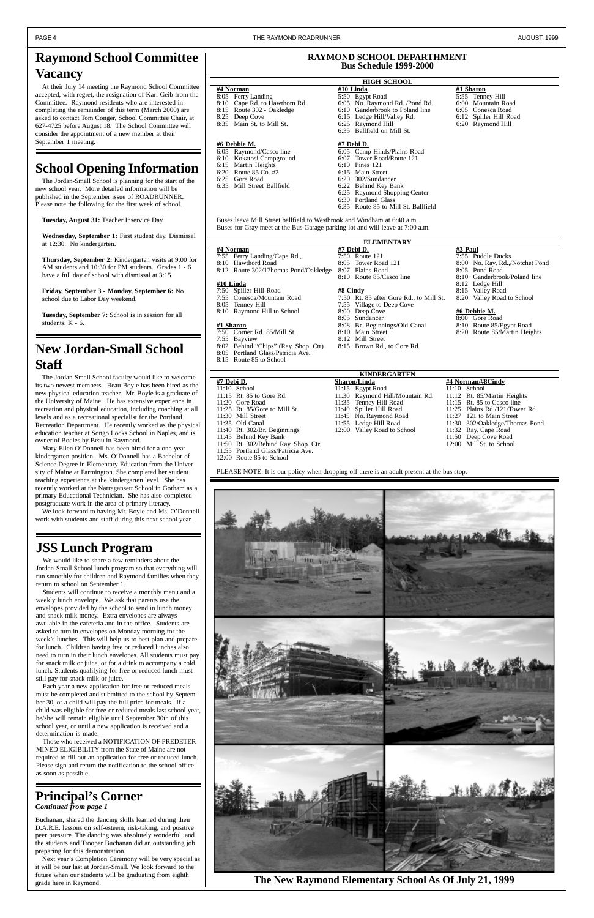# Raymond School Committee Vacancy

At their July 14 meeting the Raymond School Committee accepted, with regret, the resignation of Karl Geib from the Committee. Raymond residents who are interested in completing the remainder of this term (March 2000) are asked to contact Tom Conger, School Committee Chair, at 627-4725 before August 18. The School Committee will consider the appointment of a new member at their September 1 meeting.

# School Opening Information

The Jordan-Small School is planning for the start of the new school year. More detailed information will be published in the September issue of ROADRUNNER. Please note the following for the first week of school.

**Tuesday, August 31:** Teacher Inservice Day

**Wednesday, September 1:** First student day. Dismissal at 12:30. No kindergarten.

**Thursday, September 2:** Kindergarten visits at 9:00 for AM students and 10:30 for PM students. Grades 1 - 6 have a full day of school with dismissal at 3:15.

**Friday, September 3 - Monday, September 6:** No school due to Labor Day weekend.

**Tuesday, September 7:** School is in session for all students, K - 6.

# New Jordan-Small School Staff

The Jordan-Small School faculty would like to welcome its two newest members. Beau Boyle has been hired as the new physical education teacher. Mr. Boyle is a graduate of the University of Maine. He has extensive experience in recreation and physical education, including coaching at all levels and as a recreational specialist for the Portland Recreation Department. He recently worked as the physical education teacher at Songo Locks School in Naples, and is owner of Bodies by Beau in Raymond.

Mary Ellen O'Donnell has been hired for a one-year kindergarten position. Ms. O'Donnell has a Bachelor of Science Degree in Elementary Education from the University of Maine at Farmington. She completed her student teaching experience at the kindergarten level. She has recently worked at the Narragansett School in Gorham as a primary Educational Technician. She has also completed postgraduate work in the area of primary literacy.

We look forward to having Mr. Boyle and Ms. O'Donnell work with students and staff during this next school year.

# JSS Lunch Program

We would like to share a few reminders about the Jordan-Small School lunch program so that everything will run smoothly for children and Raymond families when they return to school on September 1.

Students will continue to receive a monthly menu and a weekly lunch envelope. We ask that parents use the envelopes provided by the school to send in lunch money and snack milk money. Extra envelopes are always available in the cafeteria and in the office. Students are asked to turn in envelopes on Monday morning for the week's lunches. This will help us to best plan and prepare for lunch. Children having free or reduced lunches also need to turn in their lunch envelopes. All students must pay for snack milk or juice, or for a drink to accompany a cold lunch. Students qualifying for free or reduced lunch must still pay for snack milk or juice.

Each year a new application for free or reduced meals must be completed and submitted to the school by September 30, or a child will pay the full price for meals. If a child was eligible for free or reduced meals last school year, he/she will remain eligible until September 30th of this school year, or until a new application is received and a determination is made.

Those who received a NOTIFICATION OF PREDETERMINED ELIGIBILITY from the State of Maine are not required to fill out an application for free or reduced lunch. Please sign and return the notification to the school office as soon as possible.

# Principal's Corner
*Continued from page 1*

Buchanan, shared the dancing skills learned during their D.A.R.E. lessons on self-esteem, risk-taking, and positive peer pressure. The dancing was absolutely wonderful, and the students and Trooper Buchanan did an outstanding job preparing for this demonstration.

Next year's Completion Ceremony will be very special as it will be our last at Jordan-Small. We look forward to the future when our students will be graduating from eighth grade here in Raymond.

## RAYMOND SCHOOL DEPARTHMENT Bus Schedule 1999-2000

### HIGH SCHOOL

**#4 Norman**
8:05 Ferry Landing
8:10 Cape Rd. to Hawthorn Rd.
8:15 Route 302 - Oakledge
8:25 Deep Cove
8:35 Main St. to Mill St.

**#10 Linda**
5:50 Egypt Road
6:05 No. Raymond Rd. /Pond Rd.
6:10 Ganderbrook to Poland line
6:15 Ledge Hill/Valley Rd.
6:25 Raymond Hill
6:35 Ballfield on Mill St.

**#1 Sharon**
5:55 Tenney Hill
6:00 Mountain Road
6:05 Conesca Road
6:12 Spiller Hill Road
6:20 Raymond Hill

**#6 Debbie M.**
6:05 Raymond/Casco line
6:10 Kokatosi Campground
6:15 Martin Heights
6:20 Route 85 Co. #2
6:25 Gore Road
6:35 Mill Street Ballfield

**#7 Debi D.**
6:05 Camp Hinds/Plains Road
6:07 Tower Road/Route 121
6:10 Pines 121
6:15 Main Street
6:20 302/Sundancer
6:22 Behind Key Bank
6:25 Raymond Shopping Center
6:30 Portland Glass
6:35 Route 85 to Mill St. Ballfield

Buses leave Mill Street ballfield to Westbrook and Windham at 6:40 a.m.
Buses for Gray meet at the Bus Garage parking lot and will leave at 7:00 a.m.

### ELEMENTARY

**#4 Norman**
7:55 Ferry Landing/Cape Rd.,
8:10 Hawthord Road
8:12 Route 302/17homas Pond/Oakledge

**#10 Linda**
7:50 Spiller Hill Road
7:55 Conesca/Mountain Road
8:05 Tenney Hill
8:10 Raymond Hill to School

**#1 Sharon**
7:50 Corner Rd. 85/Mill St.
7:55 Bayview
8:02 Behind "Chips" (Ray. Shop. Ctr)
8:05 Portland Glass/Patricia Ave.
8:15 Route 85 to School

**#7 Debi D.**
7:50 Route 121
8:05 Tower Road 121
8:07 Plains Road
8:10 Route 85/Casco line

**#8 Cindy**
7:50 Rt. 85 after Gore Rd., to Mill St.
7:55 Village to Deep Cove
8:00 Deep Cove
8:05 Sundancer
8:08 Br. Beginnings/Old Canal
8:10 Main Street
8:12 Mill Street
8:15 Brown Rd., to Core Rd.

**#3 Paul**
7:55 Puddle Ducks
8:00 No. Ray. Rd.,/Notchet Pond
8:05 Pond Road
8:10 Ganderbrook/Poland line
8:12 Ledge Hill
8:15 Valley Road
8:20 Valley Road to School

**#6 Debbie M.**
8:00 Gore Road
8:10 Route 85/Egypt Road
8:20 Route 85/Martin Heights

### KINDERGARTEN

**#7 Debi D.**
11:10 School
11:15 Rt. 85 to Gore Rd.
11:20 Gore Road
11:25 Rt. 85/Gore to Mill St.
11:30 Mill Street
11:35 Old Canal
11:40 Rt. 302/Br. Beginnings
11:45 Behind Key Bank
11:50 Rt. 302/Behind Ray. Shop. Ctr.
11:55 Portland Glass/Patricia Ave.
12:00 Route 85 to School

**Sharon/Linda**
11:15 Egypt Road
11:30 Raymond Hill/Mountain Rd.
11:35 Tenney Hill Road
11:40 Spiller Hill Road
11:45 No. Raymond Road
11:55 Ledge Hill Road
12:00 Valley Road to School

**#4 Norman/#8Cindy**
11:10 School
11:12 Rt. 85/Martin Heights
11:15 Rt. 85 to Casco line
11:25 Plains Rd./121/Tower Rd.
11:27 121 to Main Street
11:30 302/Oakledge/Thomas Pond
11:32 Ray. Cape Road
11:50 Deep Cove Road
12:00 Mill St. to School

PLEASE NOTE: It is our policy when dropping off there is an adult present at the bus stop.

**The New Raymond Elementary School As Of July 21, 1999**